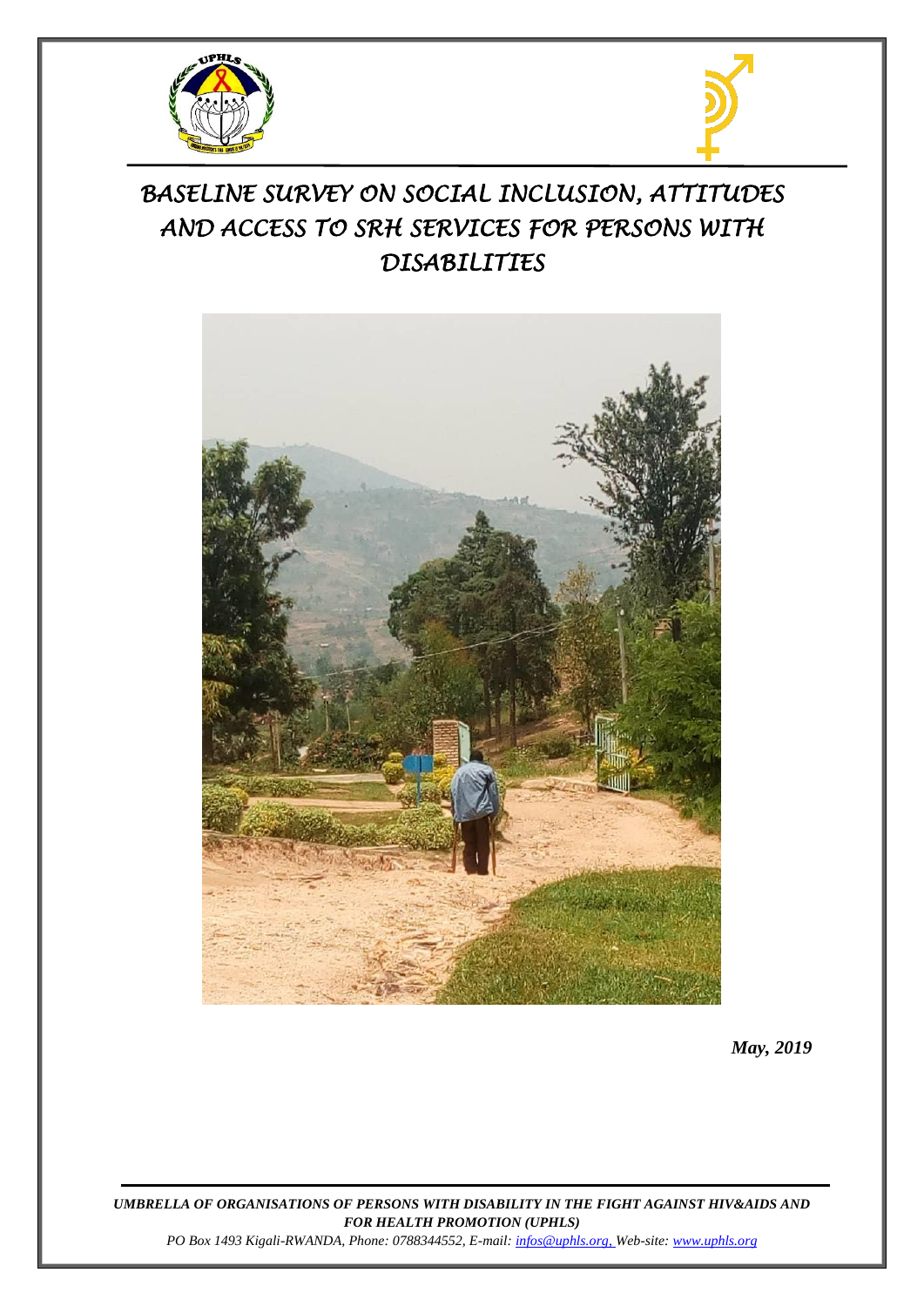# BASELINE SURVEY ON SOCIAL INCLUSION, ATTITUDES AND ACCESS TO SRH SERVICES FOR PERSONS WITH DISABILITIES

***May, 2019***

***UMBRELLA OF ORGANISATIONS OF PERSONS WITH DISABILITY IN THE FIGHT AGAINST HIV&AIDS AND FOR HEALTH PROMOTION (UPHLS)***

*PO Box 1493 Kigali-RWANDA, Phone: 0788344552, E-mail: infos@uphls.org, Web-site: www.uphls.org*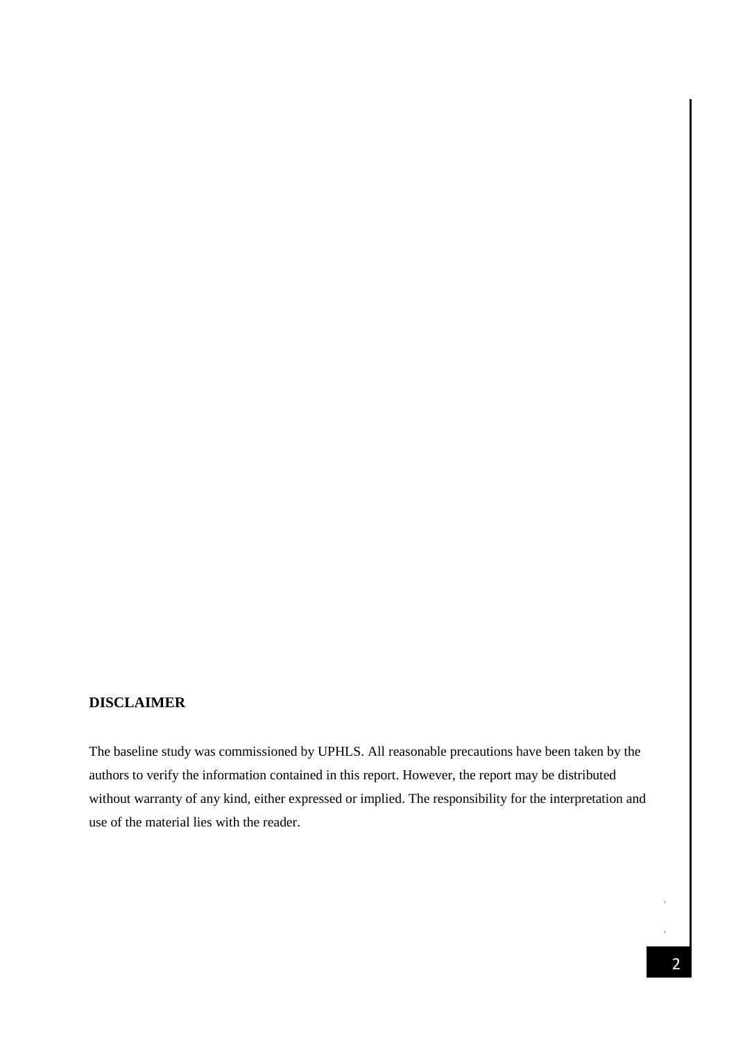## DISCLAIMER

The baseline study was commissioned by UPHLS. All reasonable precautions have been taken by the authors to verify the information contained in this report. However, the report may be distributed without warranty of any kind, either expressed or implied. The responsibility for the interpretation and use of the material lies with the reader.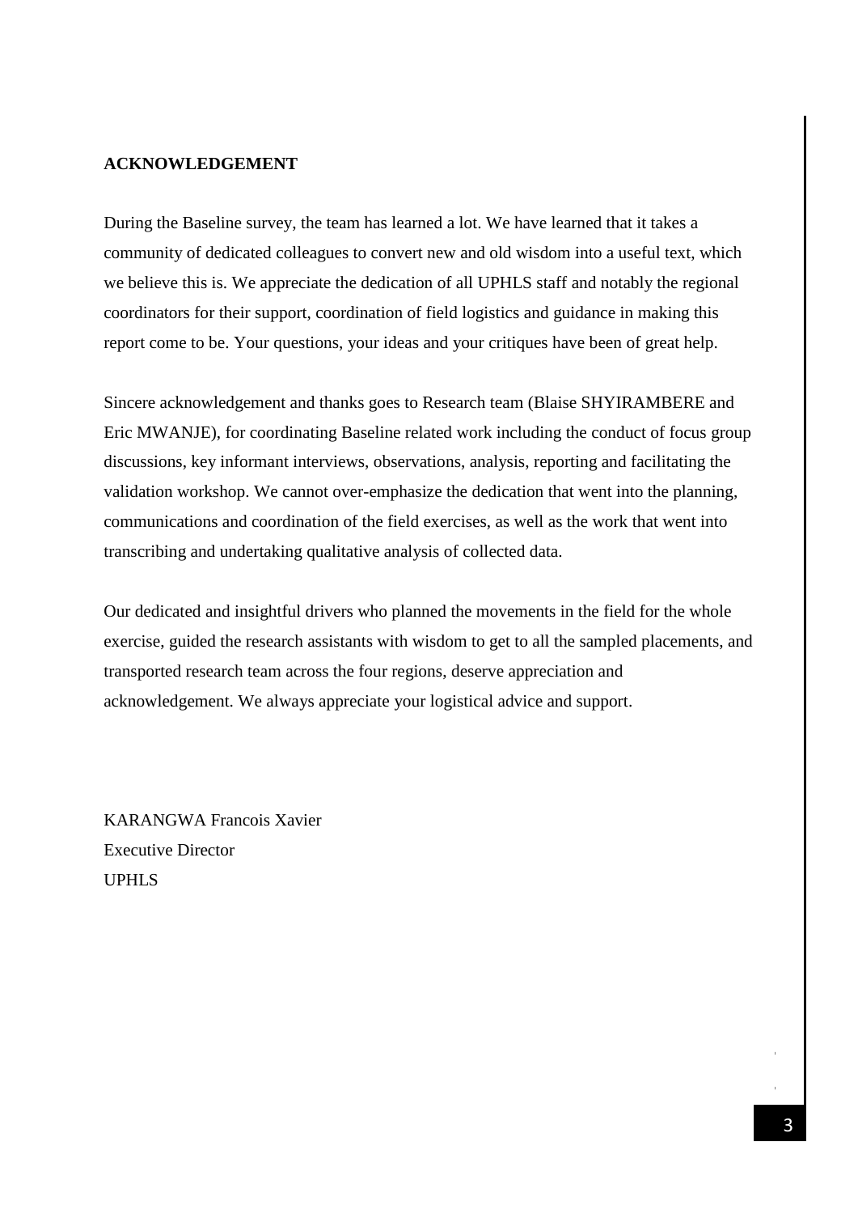## ACKNOWLEDGEMENT

During the Baseline survey, the team has learned a lot. We have learned that it takes a community of dedicated colleagues to convert new and old wisdom into a useful text, which we believe this is. We appreciate the dedication of all UPHLS staff and notably the regional coordinators for their support, coordination of field logistics and guidance in making this report come to be. Your questions, your ideas and your critiques have been of great help.

Sincere acknowledgement and thanks goes to Research team (Blaise SHYIRAMBERE and Eric MWANJE), for coordinating Baseline related work including the conduct of focus group discussions, key informant interviews, observations, analysis, reporting and facilitating the validation workshop. We cannot over-emphasize the dedication that went into the planning, communications and coordination of the field exercises, as well as the work that went into transcribing and undertaking qualitative analysis of collected data.

Our dedicated and insightful drivers who planned the movements in the field for the whole exercise, guided the research assistants with wisdom to get to all the sampled placements, and transported research team across the four regions, deserve appreciation and acknowledgement. We always appreciate your logistical advice and support.

KARANGWA Francois Xavier
Executive Director
UPHLS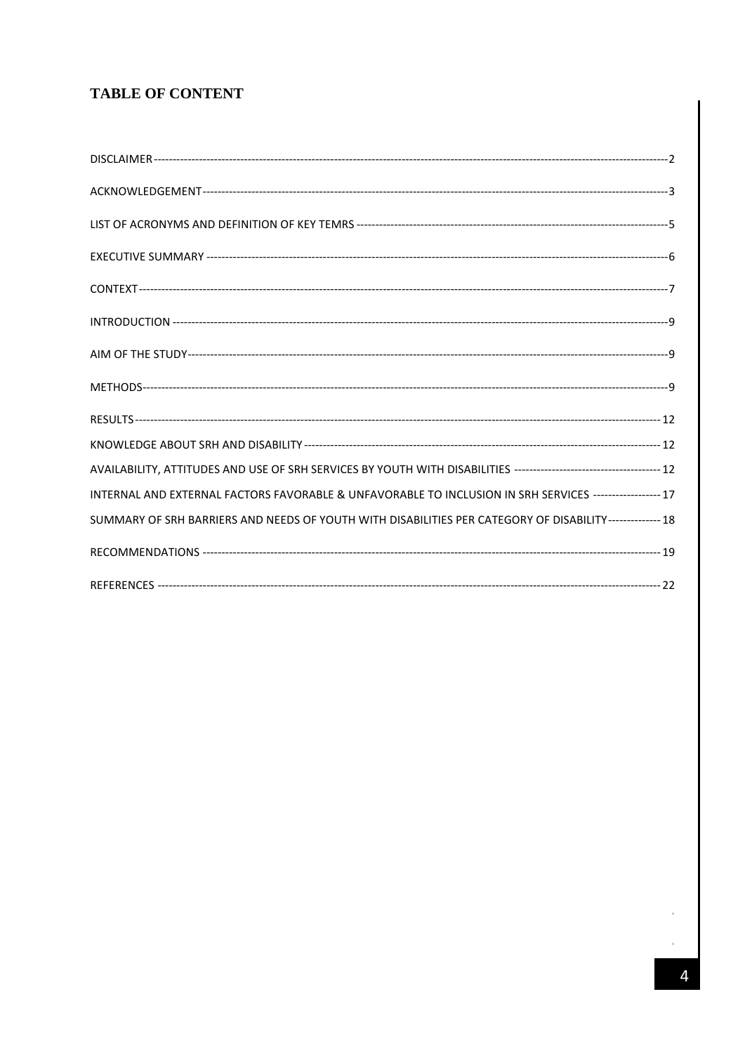# TABLE OF CONTENT

DISCLAIMER ---------- 2

ACKNOWLEDGEMENT ---------- 3

LIST OF ACRONYMS AND DEFINITION OF KEY TEMRS ---------- 5

EXECUTIVE SUMMARY ---------- 6

CONTEXT ---------- 7

INTRODUCTION ---------- 9

AIM OF THE STUDY ---------- 9

METHODS ---------- 9

RESULTS ---------- 12

KNOWLEDGE ABOUT SRH AND DISABILITY ---------- 12

AVAILABILITY, ATTITUDES AND USE OF SRH SERVICES BY YOUTH WITH DISABILITIES ---------- 12

INTERNAL AND EXTERNAL FACTORS FAVORABLE & UNFAVORABLE TO INCLUSION IN SRH SERVICES ---------- 17

SUMMARY OF SRH BARRIERS AND NEEDS OF YOUTH WITH DISABILITIES PER CATEGORY OF DISABILITY ---------- 18

RECOMMENDATIONS ---------- 19

REFERENCES ---------- 22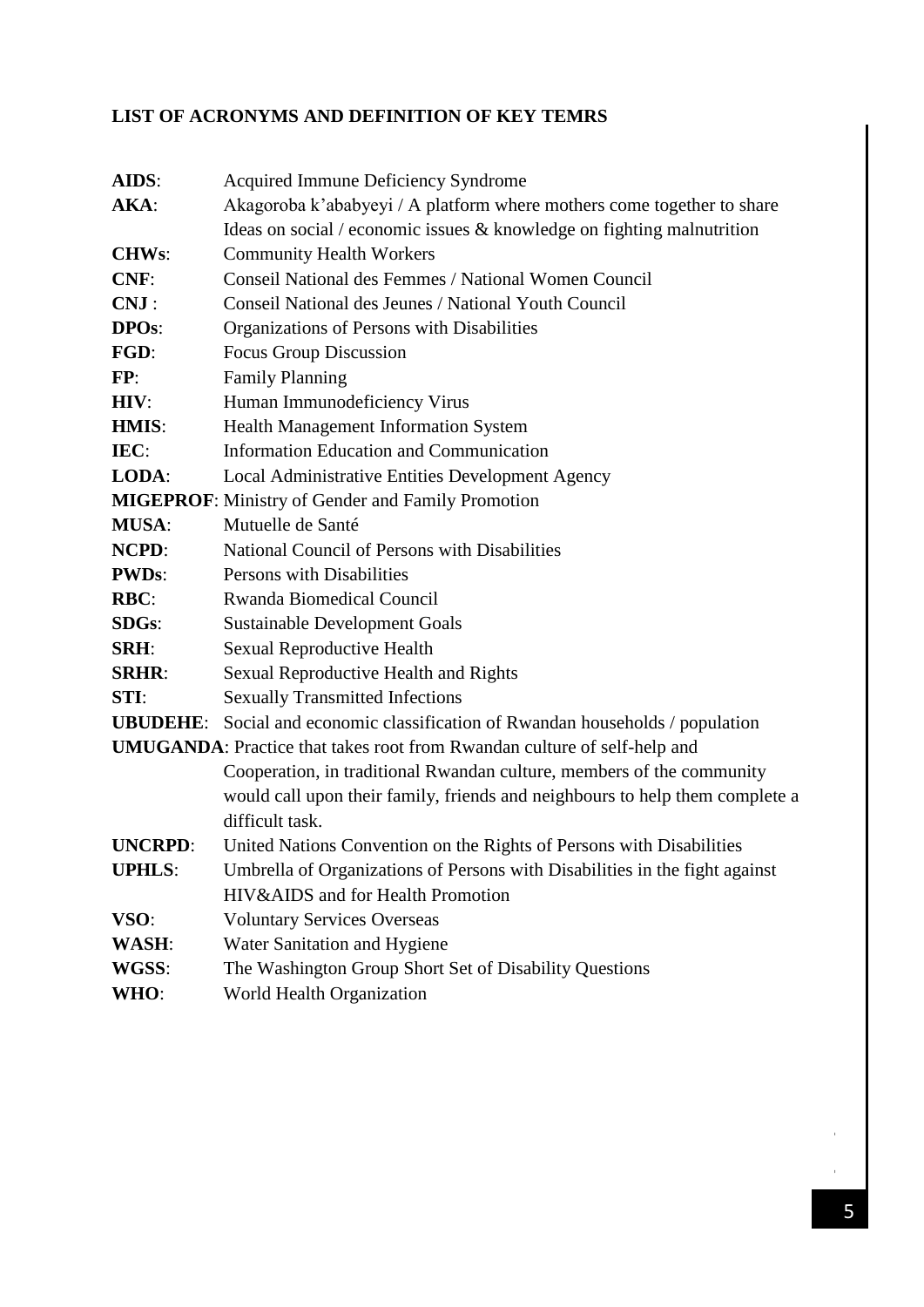## LIST OF ACRONYMS AND DEFINITION OF KEY TEMRS

**AIDS**: Acquired Immune Deficiency Syndrome

**AKA**: Akagoroba k'ababyeyi / A platform where mothers come together to share Ideas on social / economic issues & knowledge on fighting malnutrition

**CHWs**: Community Health Workers

**CNF**: Conseil National des Femmes / National Women Council

**CNJ** : Conseil National des Jeunes / National Youth Council

**DPOs**: Organizations of Persons with Disabilities

**FGD**: Focus Group Discussion

**FP**: Family Planning

**HIV**: Human Immunodeficiency Virus

**HMIS**: Health Management Information System

**IEC**: Information Education and Communication

**LODA**: Local Administrative Entities Development Agency

**MIGEPROF**: Ministry of Gender and Family Promotion

**MUSA**: Mutuelle de Santé

**NCPD**: National Council of Persons with Disabilities

**PWDs**: Persons with Disabilities

**RBC**: Rwanda Biomedical Council

**SDGs**: Sustainable Development Goals

**SRH**: Sexual Reproductive Health

**SRHR**: Sexual Reproductive Health and Rights

**STI**: Sexually Transmitted Infections

**UBUDEHE**: Social and economic classification of Rwandan households / population

**UMUGANDA**: Practice that takes root from Rwandan culture of self-help and Cooperation, in traditional Rwandan culture, members of the community would call upon their family, friends and neighbours to help them complete a difficult task.

**UNCRPD**: United Nations Convention on the Rights of Persons with Disabilities

**UPHLS**: Umbrella of Organizations of Persons with Disabilities in the fight against HIV&AIDS and for Health Promotion

**VSO**: Voluntary Services Overseas

**WASH**: Water Sanitation and Hygiene

**WGSS**: The Washington Group Short Set of Disability Questions

**WHO**: World Health Organization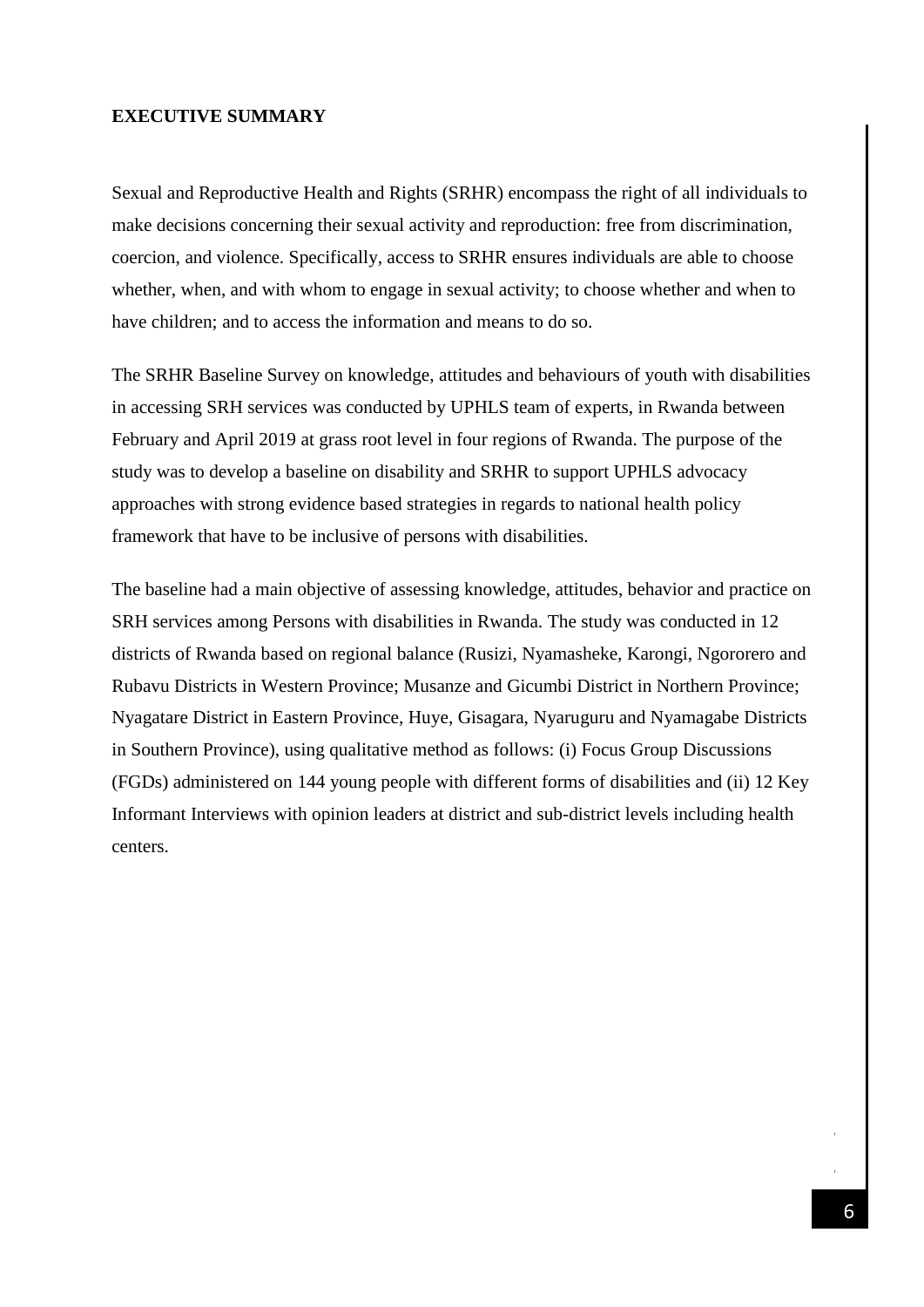**EXECUTIVE SUMMARY**

Sexual and Reproductive Health and Rights (SRHR) encompass the right of all individuals to make decisions concerning their sexual activity and reproduction: free from discrimination, coercion, and violence. Specifically, access to SRHR ensures individuals are able to choose whether, when, and with whom to engage in sexual activity; to choose whether and when to have children; and to access the information and means to do so.

The SRHR Baseline Survey on knowledge, attitudes and behaviours of youth with disabilities in accessing SRH services was conducted by UPHLS team of experts, in Rwanda between February and April 2019 at grass root level in four regions of Rwanda. The purpose of the study was to develop a baseline on disability and SRHR to support UPHLS advocacy approaches with strong evidence based strategies in regards to national health policy framework that have to be inclusive of persons with disabilities.

The baseline had a main objective of assessing knowledge, attitudes, behavior and practice on SRH services among Persons with disabilities in Rwanda. The study was conducted in 12 districts of Rwanda based on regional balance (Rusizi, Nyamasheke, Karongi, Ngororero and Rubavu Districts in Western Province; Musanze and Gicumbi District in Northern Province; Nyagatare District in Eastern Province, Huye, Gisagara, Nyaruguru and Nyamagabe Districts in Southern Province), using qualitative method as follows: (i) Focus Group Discussions (FGDs) administered on 144 young people with different forms of disabilities and (ii) 12 Key Informant Interviews with opinion leaders at district and sub-district levels including health centers.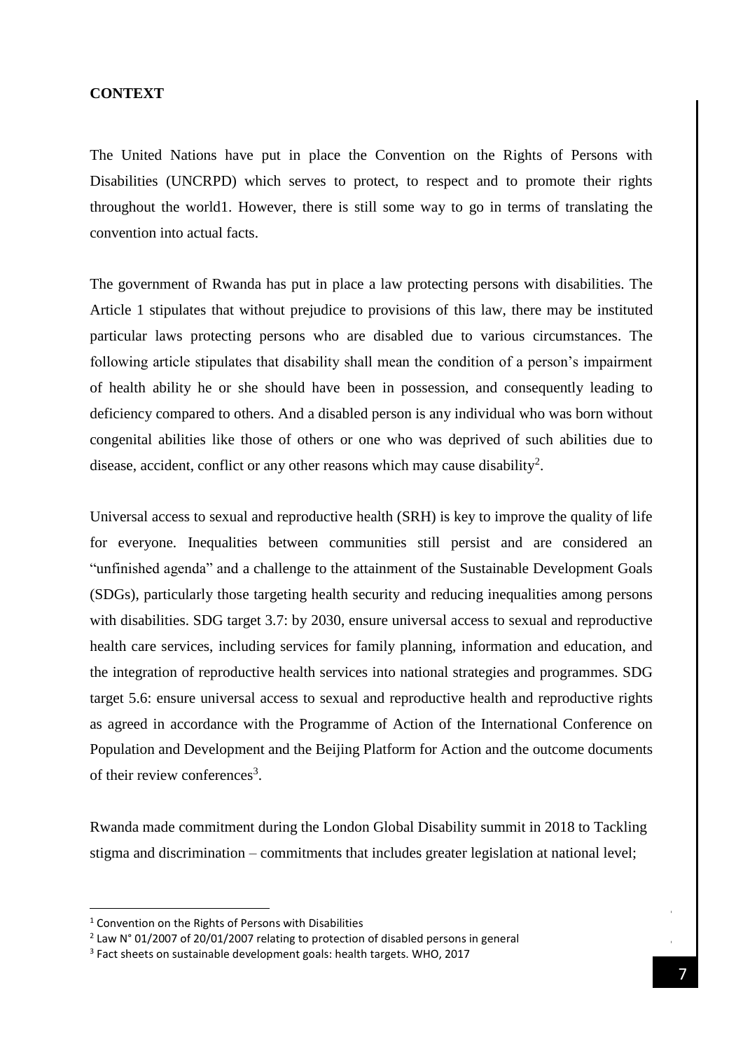**CONTEXT**

The United Nations have put in place the Convention on the Rights of Persons with Disabilities (UNCRPD) which serves to protect, to respect and to promote their rights throughout the world1. However, there is still some way to go in terms of translating the convention into actual facts.

The government of Rwanda has put in place a law protecting persons with disabilities. The Article 1 stipulates that without prejudice to provisions of this law, there may be instituted particular laws protecting persons who are disabled due to various circumstances. The following article stipulates that disability shall mean the condition of a person's impairment of health ability he or she should have been in possession, and consequently leading to deficiency compared to others. And a disabled person is any individual who was born without congenital abilities like those of others or one who was deprived of such abilities due to disease, accident, conflict or any other reasons which may cause disability[2].

Universal access to sexual and reproductive health (SRH) is key to improve the quality of life for everyone. Inequalities between communities still persist and are considered an "unfinished agenda" and a challenge to the attainment of the Sustainable Development Goals (SDGs), particularly those targeting health security and reducing inequalities among persons with disabilities. SDG target 3.7: by 2030, ensure universal access to sexual and reproductive health care services, including services for family planning, information and education, and the integration of reproductive health services into national strategies and programmes. SDG target 5.6: ensure universal access to sexual and reproductive health and reproductive rights as agreed in accordance with the Programme of Action of the International Conference on Population and Development and the Beijing Platform for Action and the outcome documents of their review conferences[3].

Rwanda made commitment during the London Global Disability summit in 2018 to Tackling stigma and discrimination – commitments that includes greater legislation at national level;

---

[1] Convention on the Rights of Persons with Disabilities

[2] Law N° 01/2007 of 20/01/2007 relating to protection of disabled persons in general

[3] Fact sheets on sustainable development goals: health targets. WHO, 2017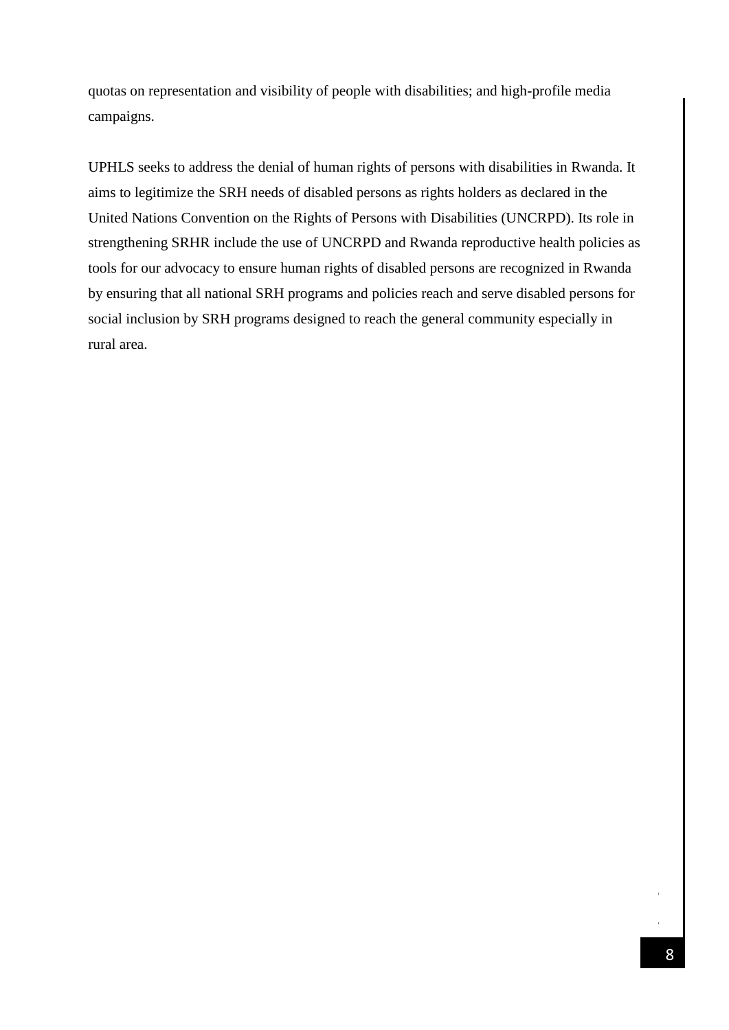quotas on representation and visibility of people with disabilities; and high-profile media campaigns.

UPHLS seeks to address the denial of human rights of persons with disabilities in Rwanda. It aims to legitimize the SRH needs of disabled persons as rights holders as declared in the United Nations Convention on the Rights of Persons with Disabilities (UNCRPD). Its role in strengthening SRHR include the use of UNCRPD and Rwanda reproductive health policies as tools for our advocacy to ensure human rights of disabled persons are recognized in Rwanda by ensuring that all national SRH programs and policies reach and serve disabled persons for social inclusion by SRH programs designed to reach the general community especially in rural area.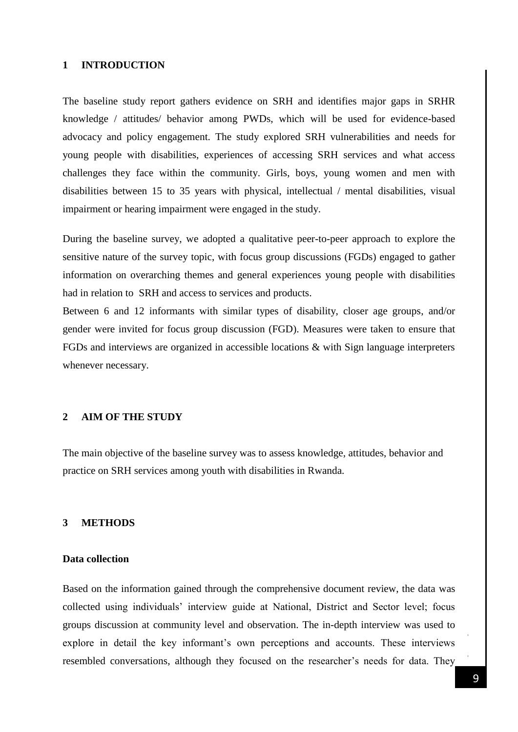# 1 INTRODUCTION

The baseline study report gathers evidence on SRH and identifies major gaps in SRHR knowledge / attitudes/ behavior among PWDs, which will be used for evidence-based advocacy and policy engagement. The study explored SRH vulnerabilities and needs for young people with disabilities, experiences of accessing SRH services and what access challenges they face within the community. Girls, boys, young women and men with disabilities between 15 to 35 years with physical, intellectual / mental disabilities, visual impairment or hearing impairment were engaged in the study.

During the baseline survey, we adopted a qualitative peer-to-peer approach to explore the sensitive nature of the survey topic, with focus group discussions (FGDs) engaged to gather information on overarching themes and general experiences young people with disabilities had in relation to SRH and access to services and products.

Between 6 and 12 informants with similar types of disability, closer age groups, and/or gender were invited for focus group discussion (FGD). Measures were taken to ensure that FGDs and interviews are organized in accessible locations & with Sign language interpreters whenever necessary.

# 2 AIM OF THE STUDY

The main objective of the baseline survey was to assess knowledge, attitudes, behavior and practice on SRH services among youth with disabilities in Rwanda.

# 3 METHODS

### Data collection

Based on the information gained through the comprehensive document review, the data was collected using individuals' interview guide at National, District and Sector level; focus groups discussion at community level and observation. The in-depth interview was used to explore in detail the key informant's own perceptions and accounts. These interviews resembled conversations, although they focused on the researcher's needs for data. They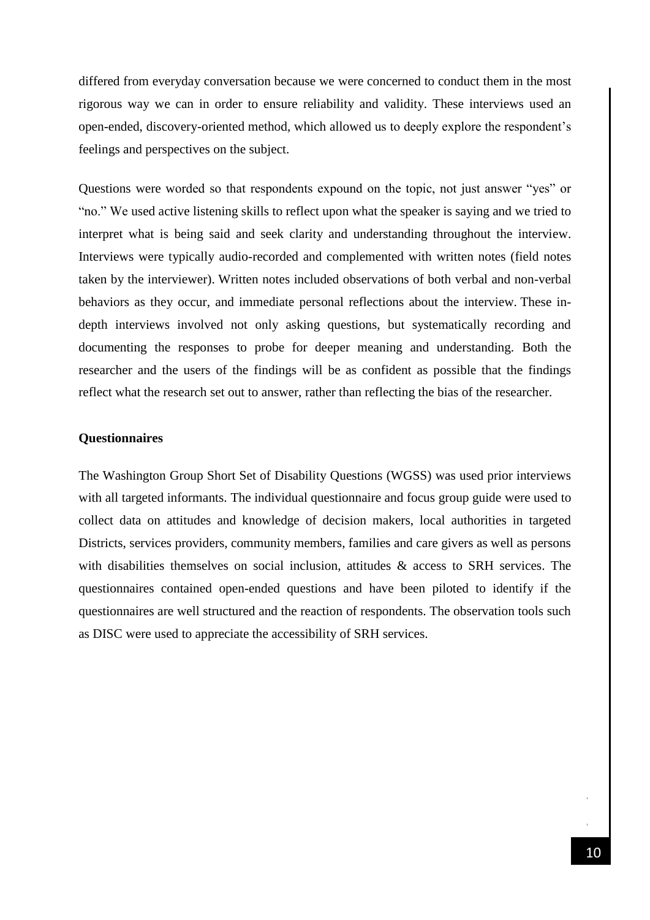differed from everyday conversation because we were concerned to conduct them in the most rigorous way we can in order to ensure reliability and validity. These interviews used an open-ended, discovery-oriented method, which allowed us to deeply explore the respondent's feelings and perspectives on the subject.

Questions were worded so that respondents expound on the topic, not just answer "yes" or "no." We used active listening skills to reflect upon what the speaker is saying and we tried to interpret what is being said and seek clarity and understanding throughout the interview. Interviews were typically audio-recorded and complemented with written notes (field notes taken by the interviewer). Written notes included observations of both verbal and non-verbal behaviors as they occur, and immediate personal reflections about the interview. These in-depth interviews involved not only asking questions, but systematically recording and documenting the responses to probe for deeper meaning and understanding. Both the researcher and the users of the findings will be as confident as possible that the findings reflect what the research set out to answer, rather than reflecting the bias of the researcher.

**Questionnaires**

The Washington Group Short Set of Disability Questions (WGSS) was used prior interviews with all targeted informants. The individual questionnaire and focus group guide were used to collect data on attitudes and knowledge of decision makers, local authorities in targeted Districts, services providers, community members, families and care givers as well as persons with disabilities themselves on social inclusion, attitudes & access to SRH services. The questionnaires contained open-ended questions and have been piloted to identify if the questionnaires are well structured and the reaction of respondents. The observation tools such as DISC were used to appreciate the accessibility of SRH services.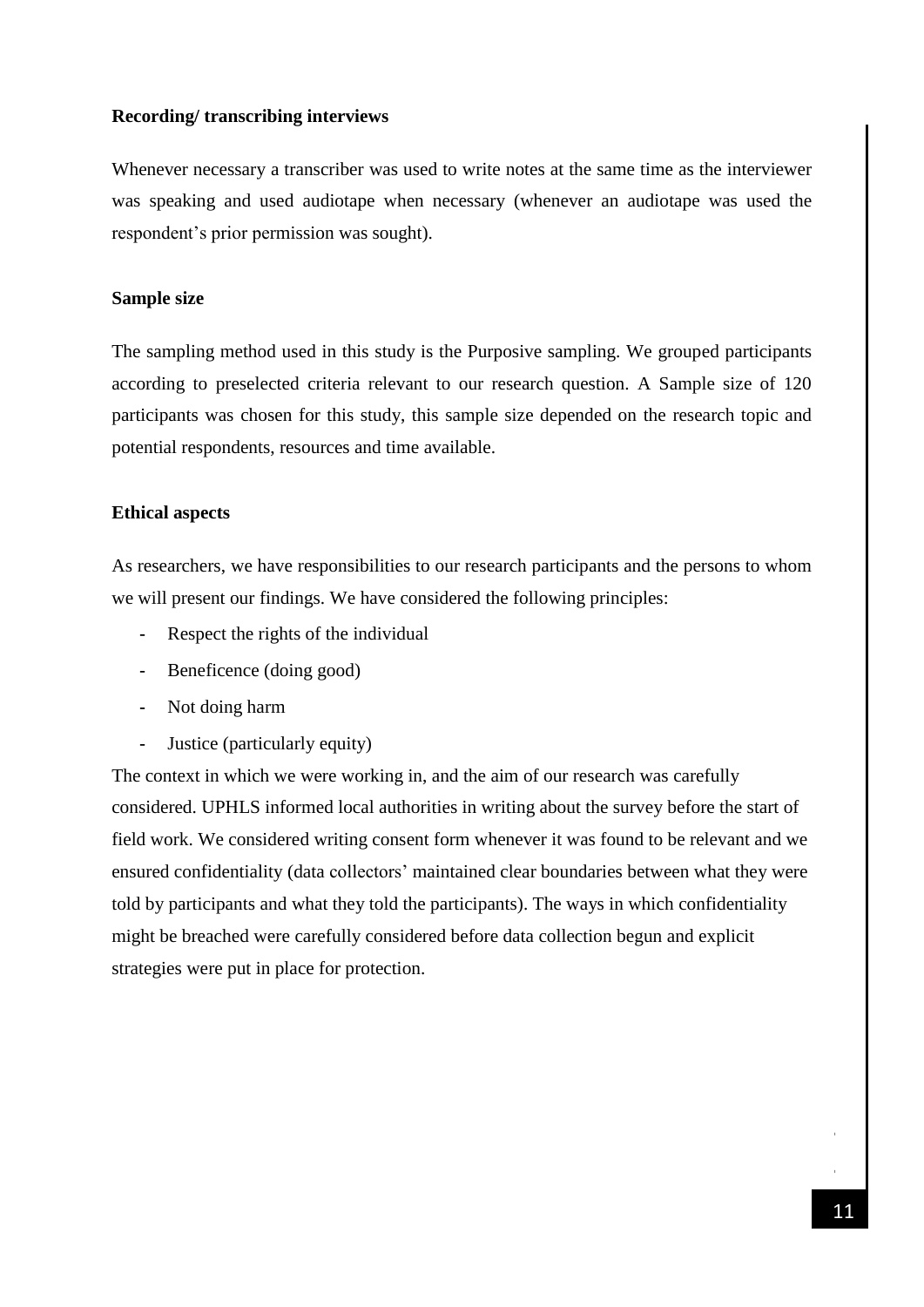**Recording/ transcribing interviews**

Whenever necessary a transcriber was used to write notes at the same time as the interviewer was speaking and used audiotape when necessary (whenever an audiotape was used the respondent's prior permission was sought).

**Sample size**

The sampling method used in this study is the Purposive sampling. We grouped participants according to preselected criteria relevant to our research question. A Sample size of 120 participants was chosen for this study, this sample size depended on the research topic and potential respondents, resources and time available.

**Ethical aspects**

As researchers, we have responsibilities to our research participants and the persons to whom we will present our findings. We have considered the following principles:

- Respect the rights of the individual
- Beneficence (doing good)
- Not doing harm
- Justice (particularly equity)

The context in which we were working in, and the aim of our research was carefully considered. UPHLS informed local authorities in writing about the survey before the start of field work. We considered writing consent form whenever it was found to be relevant and we ensured confidentiality (data collectors' maintained clear boundaries between what they were told by participants and what they told the participants). The ways in which confidentiality might be breached were carefully considered before data collection begun and explicit strategies were put in place for protection.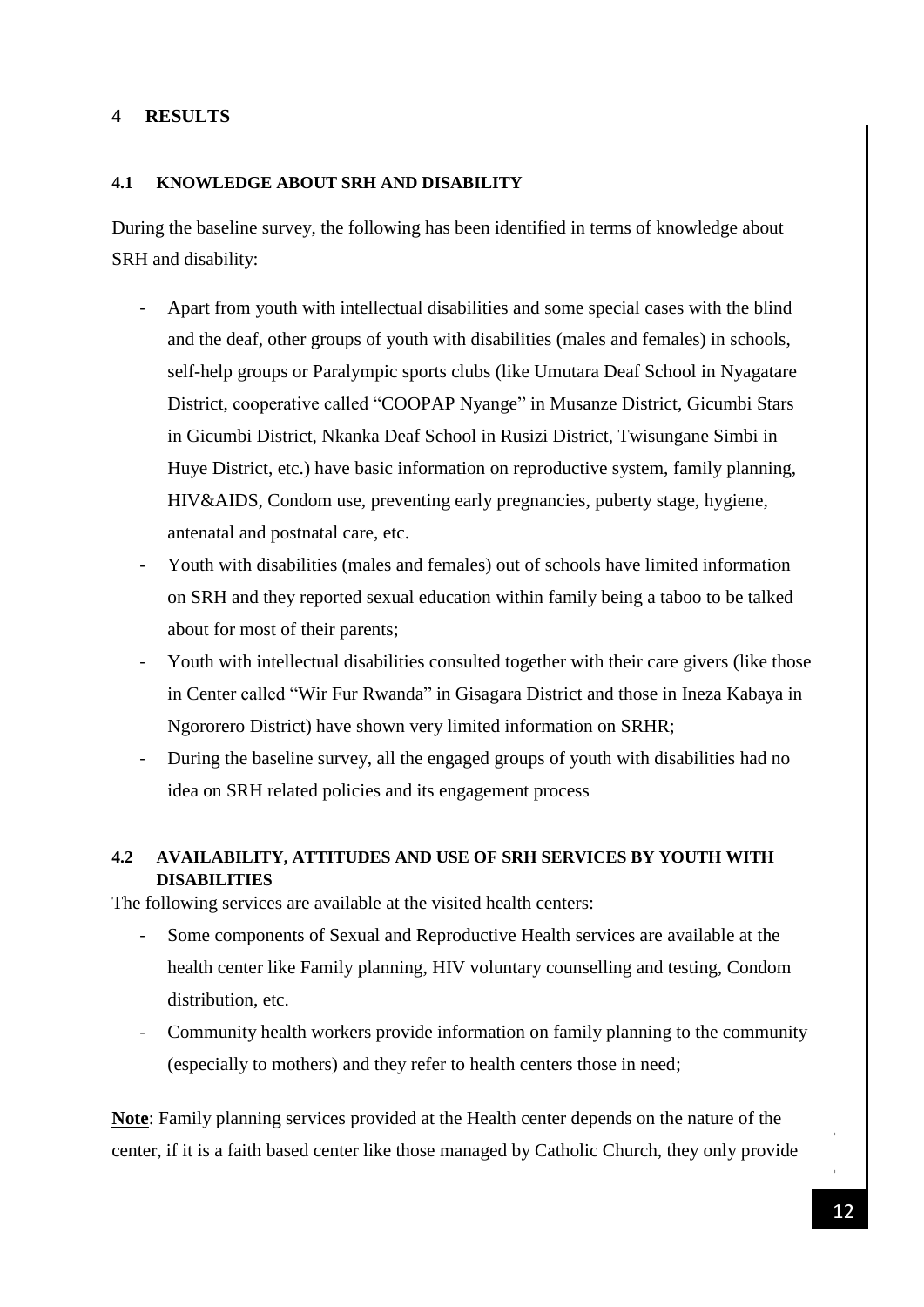# 4 RESULTS

## 4.1 KNOWLEDGE ABOUT SRH AND DISABILITY

During the baseline survey, the following has been identified in terms of knowledge about SRH and disability:

- Apart from youth with intellectual disabilities and some special cases with the blind and the deaf, other groups of youth with disabilities (males and females) in schools, self-help groups or Paralympic sports clubs (like Umutara Deaf School in Nyagatare District, cooperative called "COOPAP Nyange" in Musanze District, Gicumbi Stars in Gicumbi District, Nkanka Deaf School in Rusizi District, Twisungane Simbi in Huye District, etc.) have basic information on reproductive system, family planning, HIV&AIDS, Condom use, preventing early pregnancies, puberty stage, hygiene, antenatal and postnatal care, etc.
- Youth with disabilities (males and females) out of schools have limited information on SRH and they reported sexual education within family being a taboo to be talked about for most of their parents;
- Youth with intellectual disabilities consulted together with their care givers (like those in Center called "Wir Fur Rwanda" in Gisagara District and those in Ineza Kabaya in Ngororero District) have shown very limited information on SRHR;
- During the baseline survey, all the engaged groups of youth with disabilities had no idea on SRH related policies and its engagement process

## 4.2 AVAILABILITY, ATTITUDES AND USE OF SRH SERVICES BY YOUTH WITH DISABILITIES

The following services are available at the visited health centers:

- Some components of Sexual and Reproductive Health services are available at the health center like Family planning, HIV voluntary counselling and testing, Condom distribution, etc.
- Community health workers provide information on family planning to the community (especially to mothers) and they refer to health centers those in need;

**Note**: Family planning services provided at the Health center depends on the nature of the center, if it is a faith based center like those managed by Catholic Church, they only provide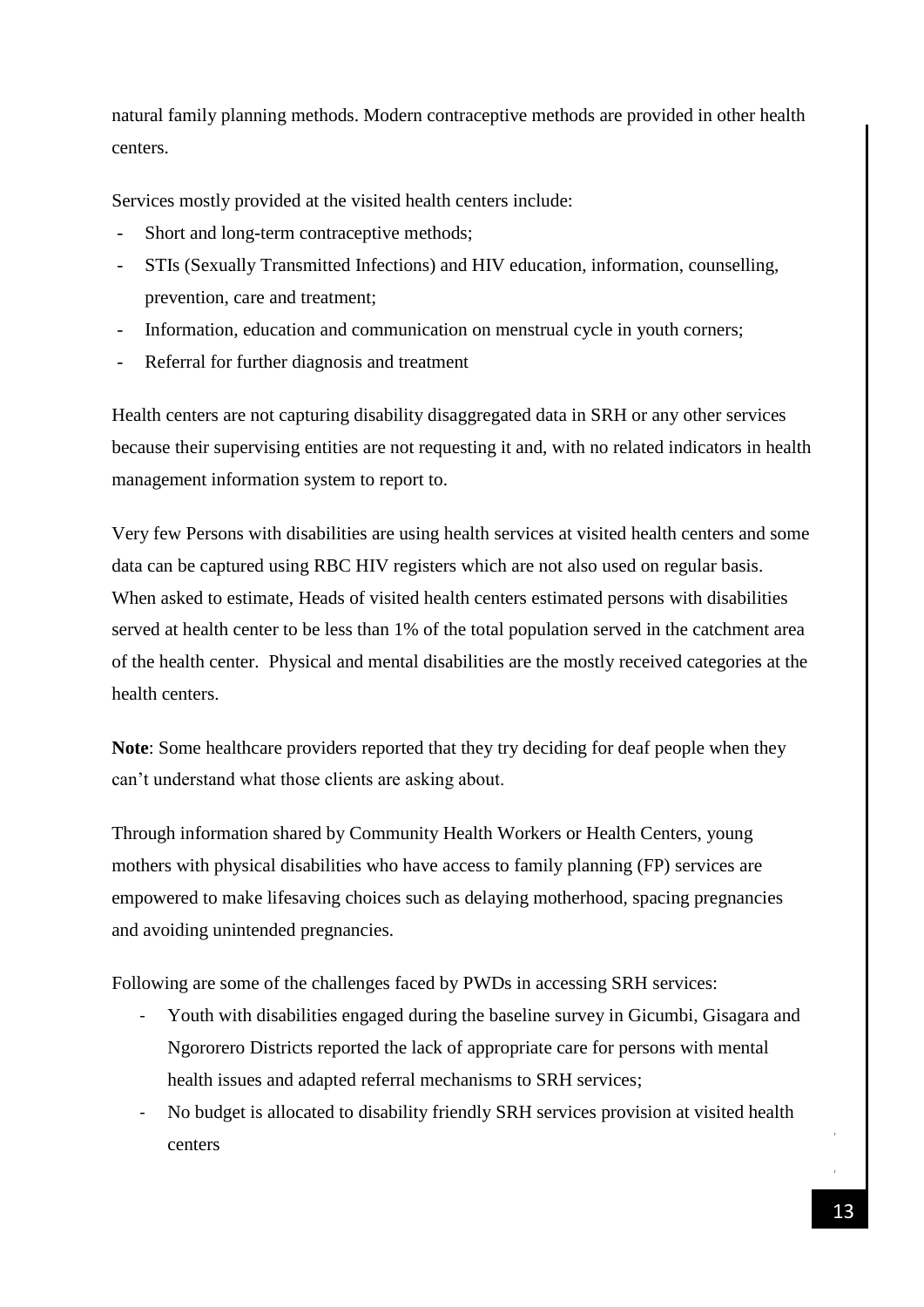natural family planning methods. Modern contraceptive methods are provided in other health centers.

Services mostly provided at the visited health centers include:

- Short and long-term contraceptive methods;
- STIs (Sexually Transmitted Infections) and HIV education, information, counselling, prevention, care and treatment;
- Information, education and communication on menstrual cycle in youth corners;
- Referral for further diagnosis and treatment

Health centers are not capturing disability disaggregated data in SRH or any other services because their supervising entities are not requesting it and, with no related indicators in health management information system to report to.

Very few Persons with disabilities are using health services at visited health centers and some data can be captured using RBC HIV registers which are not also used on regular basis. When asked to estimate, Heads of visited health centers estimated persons with disabilities served at health center to be less than 1% of the total population served in the catchment area of the health center. Physical and mental disabilities are the mostly received categories at the health centers.

**Note**: Some healthcare providers reported that they try deciding for deaf people when they can't understand what those clients are asking about.

Through information shared by Community Health Workers or Health Centers, young mothers with physical disabilities who have access to family planning (FP) services are empowered to make lifesaving choices such as delaying motherhood, spacing pregnancies and avoiding unintended pregnancies.

Following are some of the challenges faced by PWDs in accessing SRH services:

- Youth with disabilities engaged during the baseline survey in Gicumbi, Gisagara and Ngororero Districts reported the lack of appropriate care for persons with mental health issues and adapted referral mechanisms to SRH services;
- No budget is allocated to disability friendly SRH services provision at visited health centers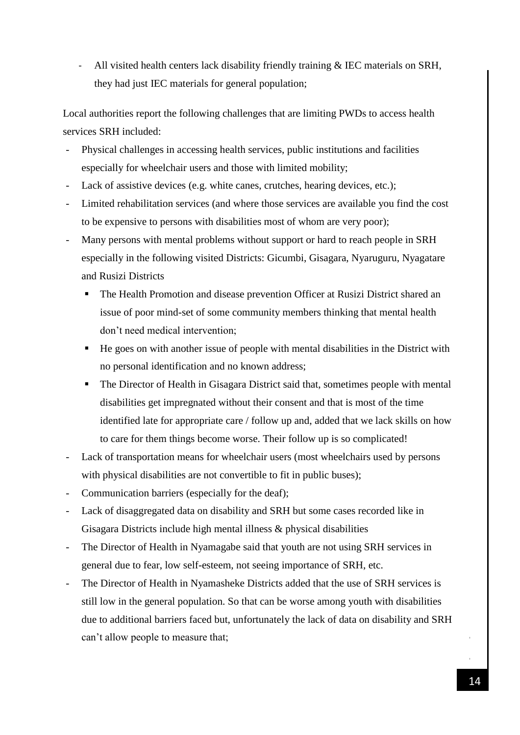- All visited health centers lack disability friendly training & IEC materials on SRH, they had just IEC materials for general population;

Local authorities report the following challenges that are limiting PWDs to access health services SRH included:

- Physical challenges in accessing health services, public institutions and facilities especially for wheelchair users and those with limited mobility;
- Lack of assistive devices (e.g. white canes, crutches, hearing devices, etc.);
- Limited rehabilitation services (and where those services are available you find the cost to be expensive to persons with disabilities most of whom are very poor);
- Many persons with mental problems without support or hard to reach people in SRH especially in the following visited Districts: Gicumbi, Gisagara, Nyaruguru, Nyagatare and Rusizi Districts
  - The Health Promotion and disease prevention Officer at Rusizi District shared an issue of poor mind-set of some community members thinking that mental health don't need medical intervention;
  - He goes on with another issue of people with mental disabilities in the District with no personal identification and no known address;
  - The Director of Health in Gisagara District said that, sometimes people with mental disabilities get impregnated without their consent and that is most of the time identified late for appropriate care / follow up and, added that we lack skills on how to care for them things become worse. Their follow up is so complicated!
- Lack of transportation means for wheelchair users (most wheelchairs used by persons with physical disabilities are not convertible to fit in public buses);
- Communication barriers (especially for the deaf);
- Lack of disaggregated data on disability and SRH but some cases recorded like in Gisagara Districts include high mental illness & physical disabilities
- The Director of Health in Nyamagabe said that youth are not using SRH services in general due to fear, low self-esteem, not seeing importance of SRH, etc.
- The Director of Health in Nyamasheke Districts added that the use of SRH services is still low in the general population. So that can be worse among youth with disabilities due to additional barriers faced but, unfortunately the lack of data on disability and SRH can't allow people to measure that;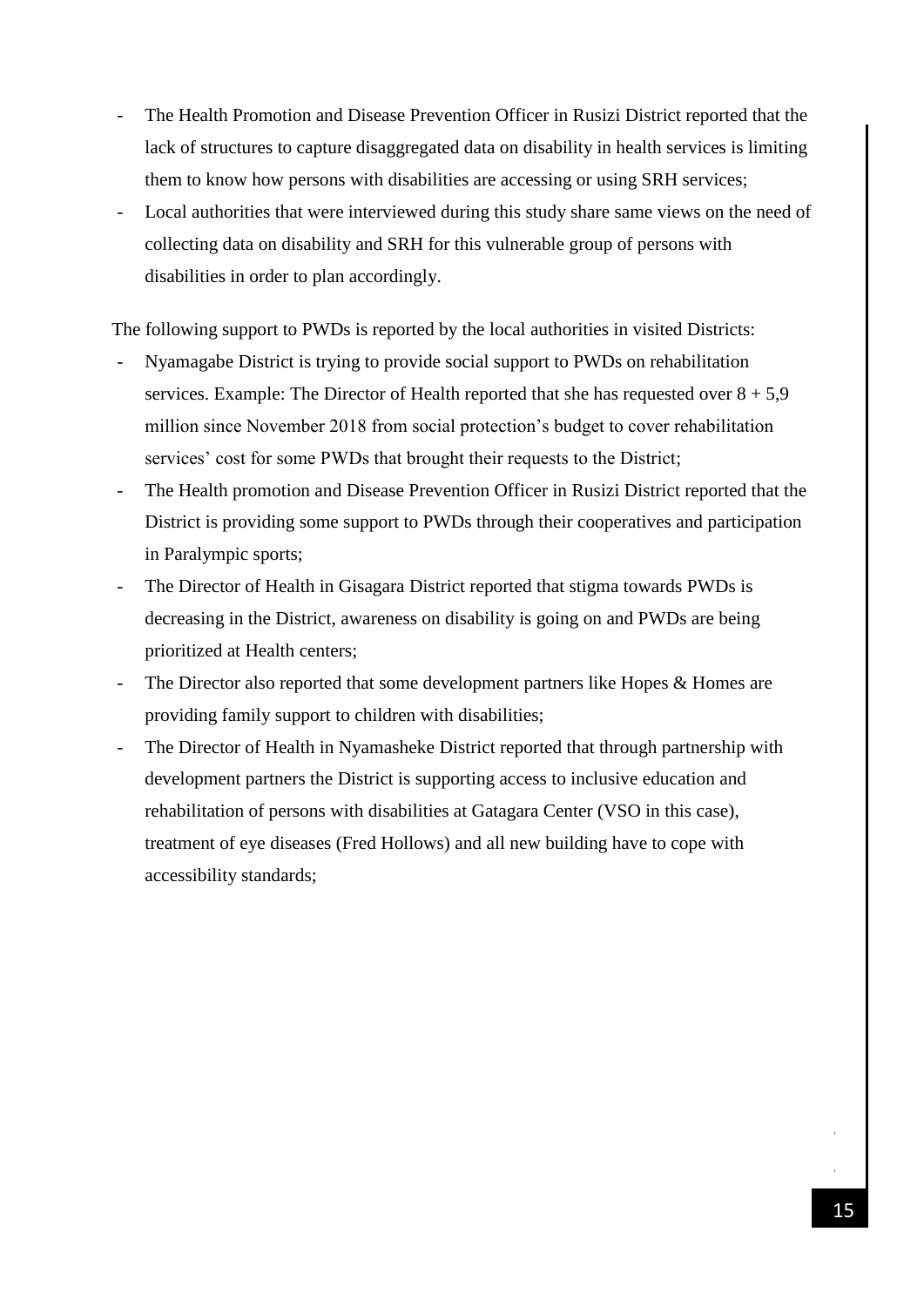- The Health Promotion and Disease Prevention Officer in Rusizi District reported that the lack of structures to capture disaggregated data on disability in health services is limiting them to know how persons with disabilities are accessing or using SRH services;
- Local authorities that were interviewed during this study share same views on the need of collecting data on disability and SRH for this vulnerable group of persons with disabilities in order to plan accordingly.

The following support to PWDs is reported by the local authorities in visited Districts:

- Nyamagabe District is trying to provide social support to PWDs on rehabilitation services. Example: The Director of Health reported that she has requested over 8 + 5,9 million since November 2018 from social protection's budget to cover rehabilitation services' cost for some PWDs that brought their requests to the District;
- The Health promotion and Disease Prevention Officer in Rusizi District reported that the District is providing some support to PWDs through their cooperatives and participation in Paralympic sports;
- The Director of Health in Gisagara District reported that stigma towards PWDs is decreasing in the District, awareness on disability is going on and PWDs are being prioritized at Health centers;
- The Director also reported that some development partners like Hopes & Homes are providing family support to children with disabilities;
- The Director of Health in Nyamasheke District reported that through partnership with development partners the District is supporting access to inclusive education and rehabilitation of persons with disabilities at Gatagara Center (VSO in this case), treatment of eye diseases (Fred Hollows) and all new building have to cope with accessibility standards;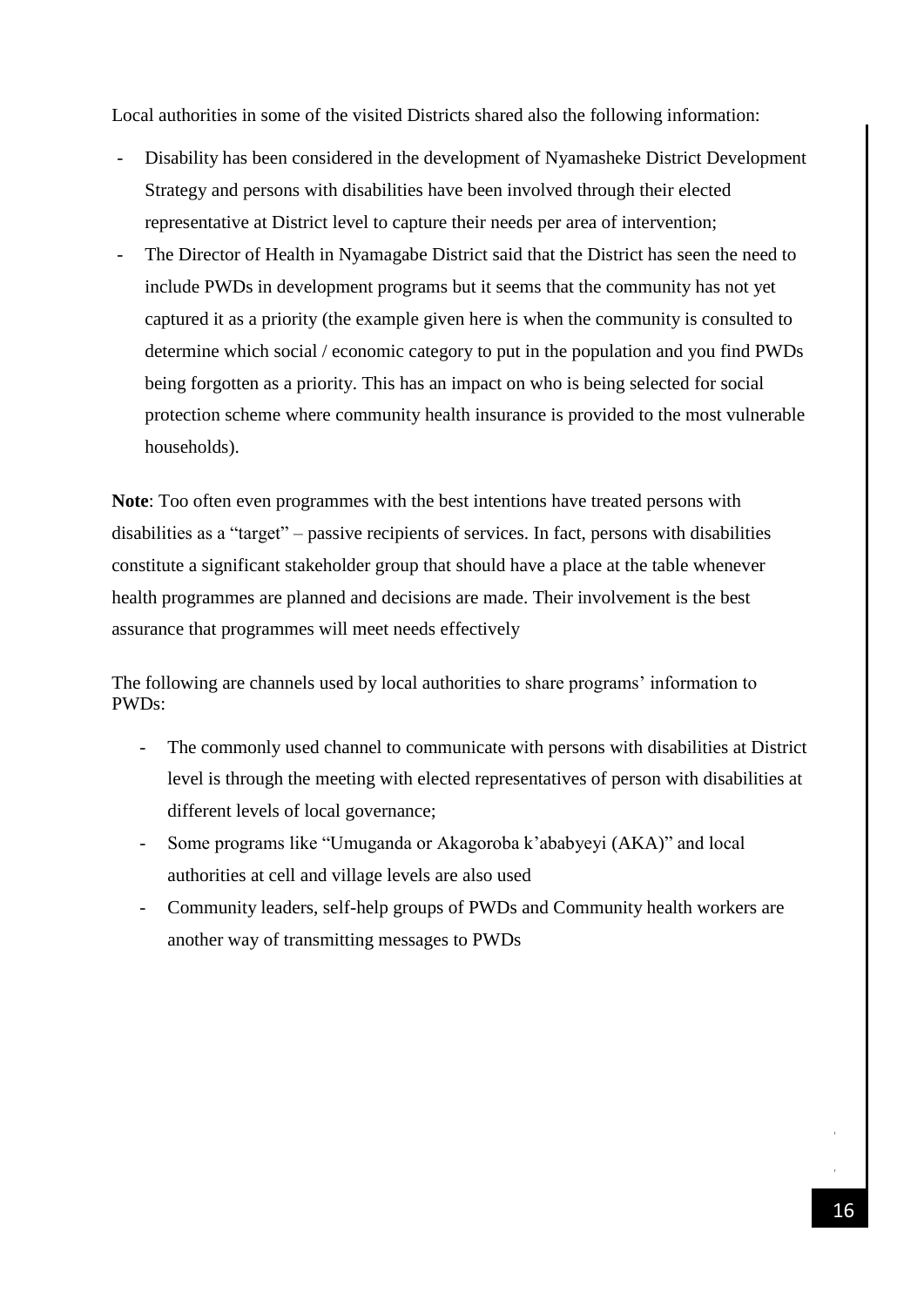Local authorities in some of the visited Districts shared also the following information:

- Disability has been considered in the development of Nyamasheke District Development Strategy and persons with disabilities have been involved through their elected representative at District level to capture their needs per area of intervention;
- The Director of Health in Nyamagabe District said that the District has seen the need to include PWDs in development programs but it seems that the community has not yet captured it as a priority (the example given here is when the community is consulted to determine which social / economic category to put in the population and you find PWDs being forgotten as a priority. This has an impact on who is being selected for social protection scheme where community health insurance is provided to the most vulnerable households).

**Note**: Too often even programmes with the best intentions have treated persons with disabilities as a "target" – passive recipients of services. In fact, persons with disabilities constitute a significant stakeholder group that should have a place at the table whenever health programmes are planned and decisions are made. Their involvement is the best assurance that programmes will meet needs effectively

The following are channels used by local authorities to share programs' information to PWDs:

- The commonly used channel to communicate with persons with disabilities at District level is through the meeting with elected representatives of person with disabilities at different levels of local governance;
- Some programs like "Umuganda or Akagoroba k'ababyeyi (AKA)" and local authorities at cell and village levels are also used
- Community leaders, self-help groups of PWDs and Community health workers are another way of transmitting messages to PWDs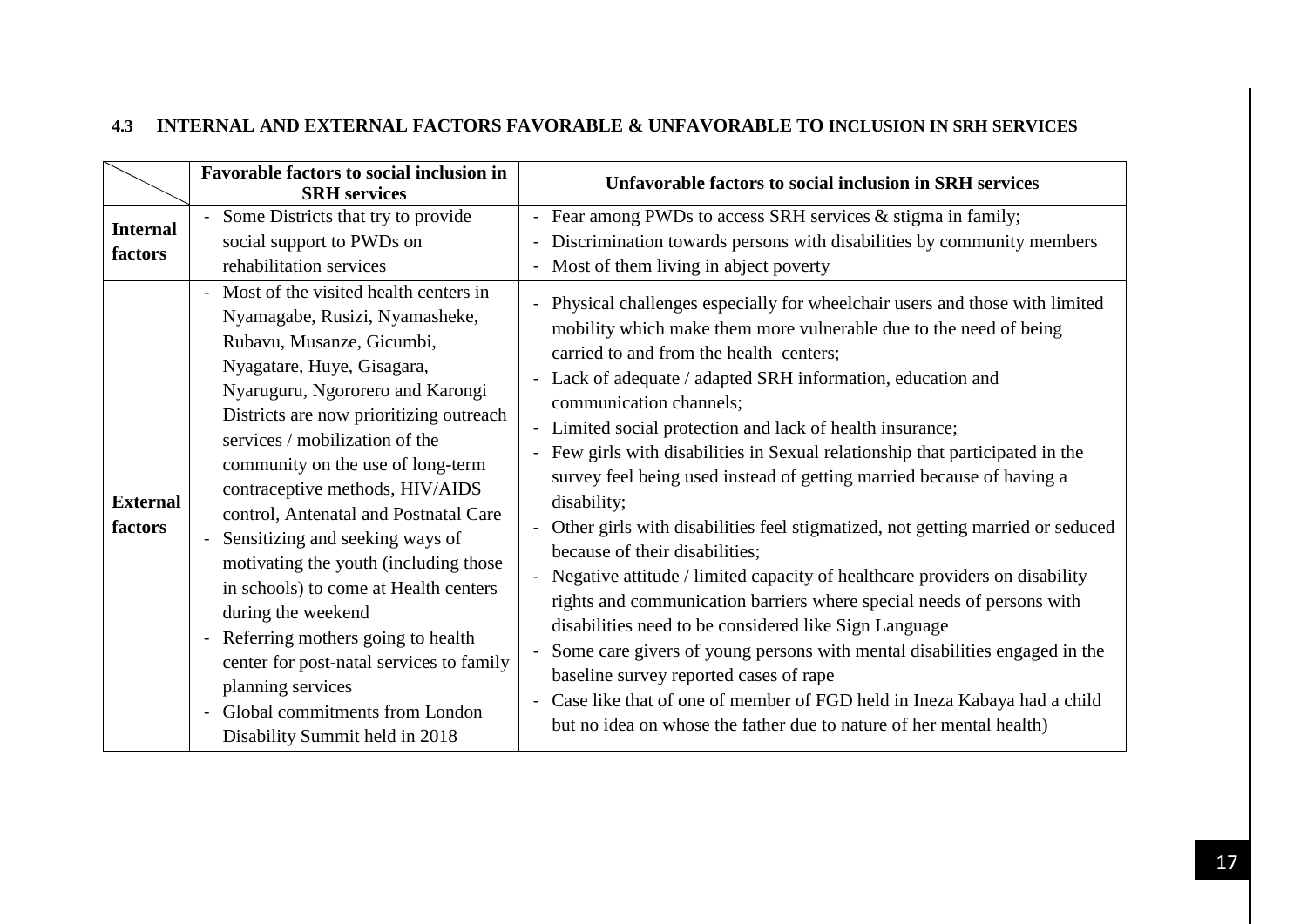### 4.3 INTERNAL AND EXTERNAL FACTORS FAVORABLE & UNFAVORABLE TO INCLUSION IN SRH SERVICES

| | Favorable factors to social inclusion in SRH services | Unfavorable factors to social inclusion in SRH services |
|---|---|---|
| **Internal factors** | - Some Districts that try to provide social support to PWDs on rehabilitation services | - Fear among PWDs to access SRH services & stigma in family;<br>- Discrimination towards persons with disabilities by community members<br>- Most of them living in abject poverty |
| **External factors** | - Most of the visited health centers in Nyamagabe, Rusizi, Nyamasheke, Rubavu, Musanze, Gicumbi, Nyagatare, Huye, Gisagara, Nyaruguru, Ngororero and Karongi Districts are now prioritizing outreach services / mobilization of the community on the use of long-term contraceptive methods, HIV/AIDS control, Antenatal and Postnatal Care<br>- Sensitizing and seeking ways of motivating the youth (including those in schools) to come at Health centers during the weekend<br>- Referring mothers going to health center for post-natal services to family planning services<br>- Global commitments from London Disability Summit held in 2018 | - Physical challenges especially for wheelchair users and those with limited mobility which make them more vulnerable due to the need of being carried to and from the health centers;<br>- Lack of adequate / adapted SRH information, education and communication channels;<br>- Limited social protection and lack of health insurance;<br>- Few girls with disabilities in Sexual relationship that participated in the survey feel being used instead of getting married because of having a disability;<br>- Other girls with disabilities feel stigmatized, not getting married or seduced because of their disabilities;<br>- Negative attitude / limited capacity of healthcare providers on disability rights and communication barriers where special needs of persons with disabilities need to be considered like Sign Language<br>- Some care givers of young persons with mental disabilities engaged in the baseline survey reported cases of rape<br>- Case like that of one of member of FGD held in Ineza Kabaya had a child but no idea on whose the father due to nature of her mental health) |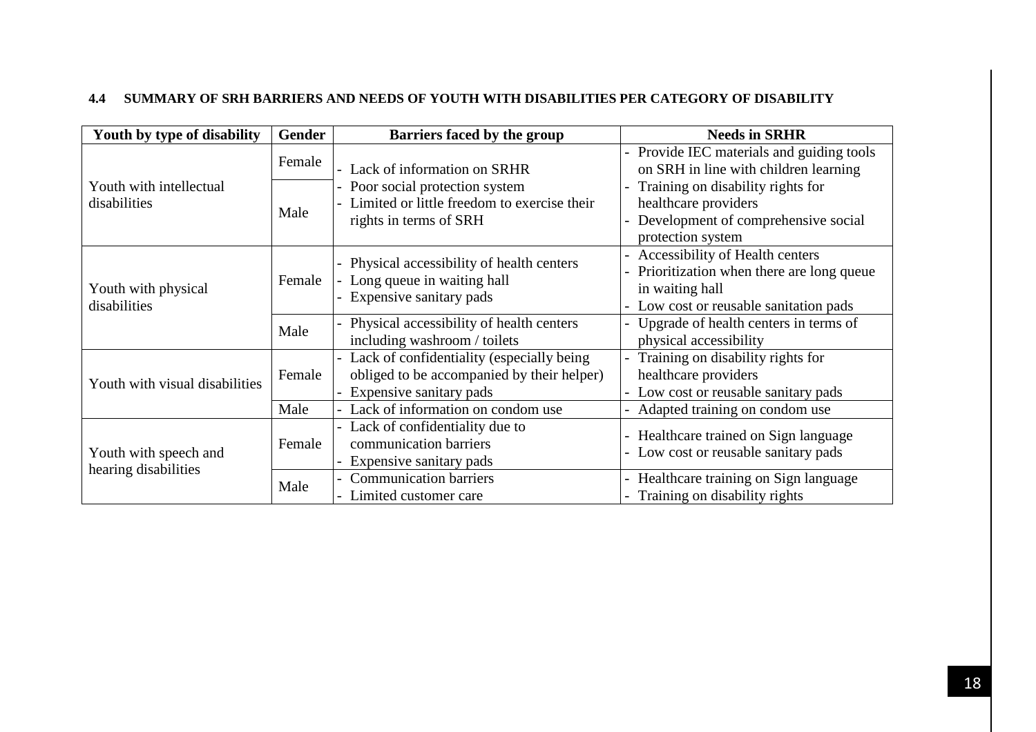### 4.4 SUMMARY OF SRH BARRIERS AND NEEDS OF YOUTH WITH DISABILITIES PER CATEGORY OF DISABILITY

| Youth by type of disability | Gender | Barriers faced by the group | Needs in SRHR |
|---|---|---|---|
| Youth with intellectual disabilities | Female | - Lack of information on SRHR<br>- Poor social protection system<br>- Limited or little freedom to exercise their rights in terms of SRH | - Provide IEC materials and guiding tools on SRH in line with children learning<br>- Training on disability rights for healthcare providers<br>- Development of comprehensive social protection system |
| | Male | | |
| Youth with physical disabilities | Female | - Physical accessibility of health centers<br>- Long queue in waiting hall<br>- Expensive sanitary pads | - Accessibility of Health centers<br>- Prioritization when there are long queue in waiting hall<br>- Low cost or reusable sanitation pads |
| | Male | - Physical accessibility of health centers including washroom / toilets | - Upgrade of health centers in terms of physical accessibility |
| Youth with visual disabilities | Female | - Lack of confidentiality (especially being obliged to be accompanied by their helper)<br>- Expensive sanitary pads | - Training on disability rights for healthcare providers<br>- Low cost or reusable sanitary pads |
| | Male | - Lack of information on condom use | - Adapted training on condom use |
| Youth with speech and hearing disabilities | Female | - Lack of confidentiality due to communication barriers<br>- Expensive sanitary pads | - Healthcare trained on Sign language<br>- Low cost or reusable sanitary pads |
| | Male | - Communication barriers<br>- Limited customer care | - Healthcare training on Sign language<br>- Training on disability rights |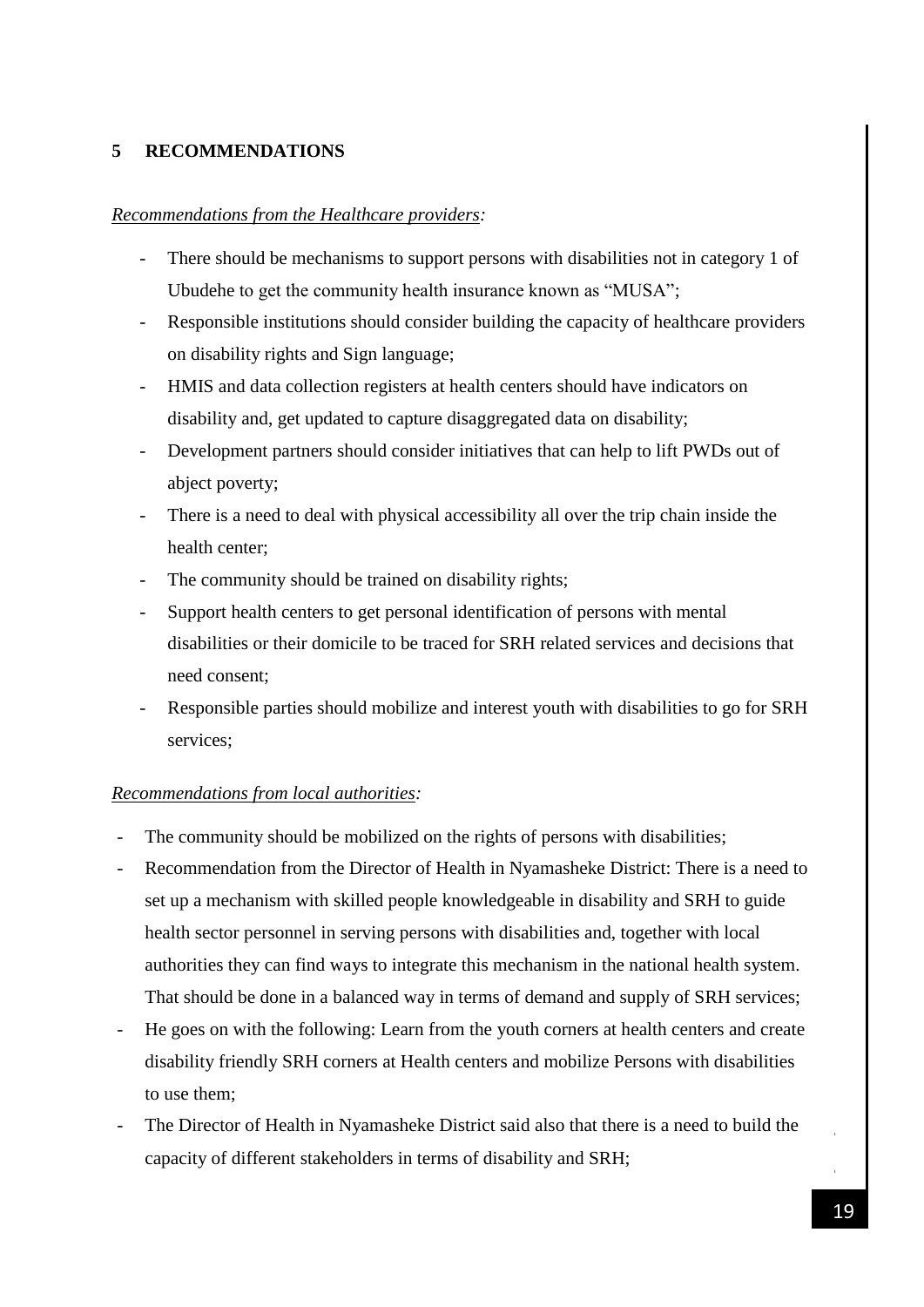# 5 RECOMMENDATIONS

*Recommendations from the Healthcare providers:*

- There should be mechanisms to support persons with disabilities not in category 1 of Ubudehe to get the community health insurance known as "MUSA";
- Responsible institutions should consider building the capacity of healthcare providers on disability rights and Sign language;
- HMIS and data collection registers at health centers should have indicators on disability and, get updated to capture disaggregated data on disability;
- Development partners should consider initiatives that can help to lift PWDs out of abject poverty;
- There is a need to deal with physical accessibility all over the trip chain inside the health center;
- The community should be trained on disability rights;
- Support health centers to get personal identification of persons with mental disabilities or their domicile to be traced for SRH related services and decisions that need consent;
- Responsible parties should mobilize and interest youth with disabilities to go for SRH services;

*Recommendations from local authorities:*

- The community should be mobilized on the rights of persons with disabilities;
- Recommendation from the Director of Health in Nyamasheke District: There is a need to set up a mechanism with skilled people knowledgeable in disability and SRH to guide health sector personnel in serving persons with disabilities and, together with local authorities they can find ways to integrate this mechanism in the national health system. That should be done in a balanced way in terms of demand and supply of SRH services;
- He goes on with the following: Learn from the youth corners at health centers and create disability friendly SRH corners at Health centers and mobilize Persons with disabilities to use them;
- The Director of Health in Nyamasheke District said also that there is a need to build the capacity of different stakeholders in terms of disability and SRH;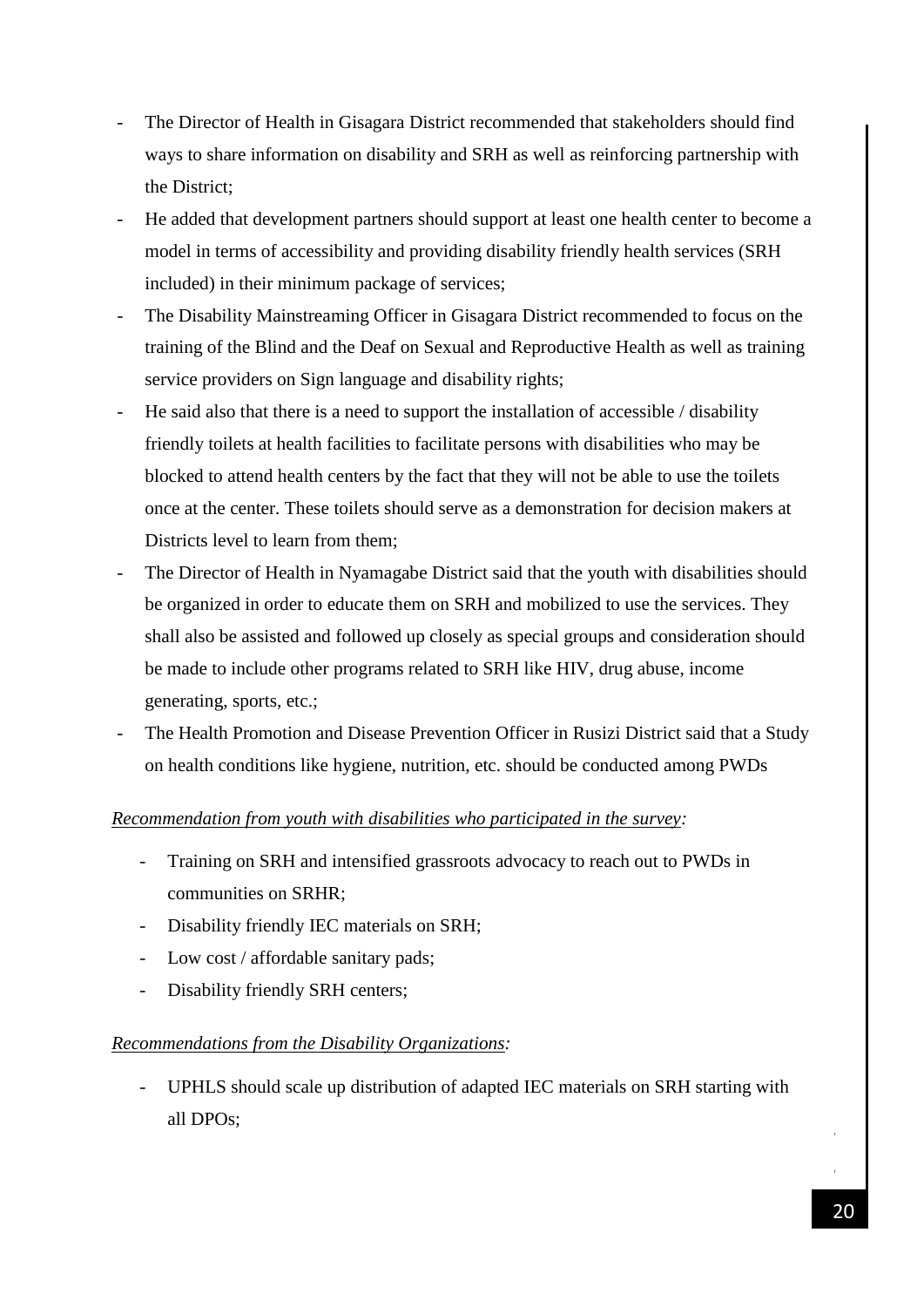- The Director of Health in Gisagara District recommended that stakeholders should find ways to share information on disability and SRH as well as reinforcing partnership with the District;
- He added that development partners should support at least one health center to become a model in terms of accessibility and providing disability friendly health services (SRH included) in their minimum package of services;
- The Disability Mainstreaming Officer in Gisagara District recommended to focus on the training of the Blind and the Deaf on Sexual and Reproductive Health as well as training service providers on Sign language and disability rights;
- He said also that there is a need to support the installation of accessible / disability friendly toilets at health facilities to facilitate persons with disabilities who may be blocked to attend health centers by the fact that they will not be able to use the toilets once at the center. These toilets should serve as a demonstration for decision makers at Districts level to learn from them;
- The Director of Health in Nyamagabe District said that the youth with disabilities should be organized in order to educate them on SRH and mobilized to use the services. They shall also be assisted and followed up closely as special groups and consideration should be made to include other programs related to SRH like HIV, drug abuse, income generating, sports, etc.;
- The Health Promotion and Disease Prevention Officer in Rusizi District said that a Study on health conditions like hygiene, nutrition, etc. should be conducted among PWDs

*Recommendation from youth with disabilities who participated in the survey:*

- Training on SRH and intensified grassroots advocacy to reach out to PWDs in communities on SRHR;
- Disability friendly IEC materials on SRH;
- Low cost / affordable sanitary pads;
- Disability friendly SRH centers;

*Recommendations from the Disability Organizations:*

- UPHLS should scale up distribution of adapted IEC materials on SRH starting with all DPOs;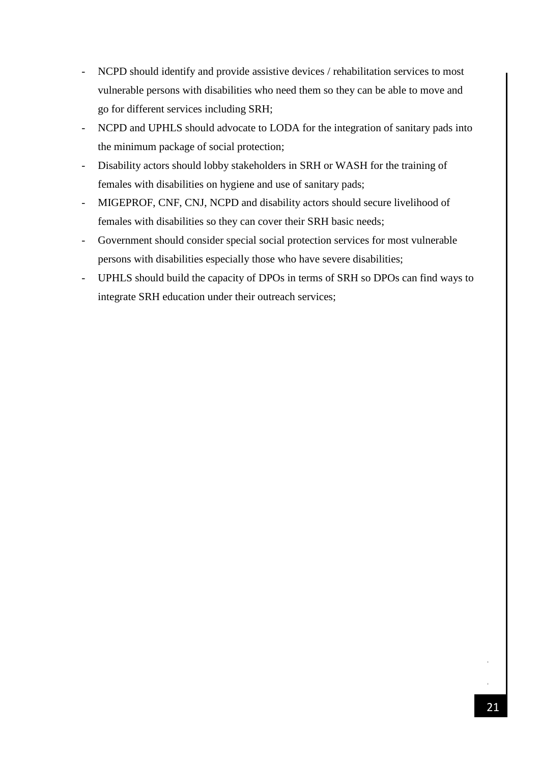- NCPD should identify and provide assistive devices / rehabilitation services to most vulnerable persons with disabilities who need them so they can be able to move and go for different services including SRH;
- NCPD and UPHLS should advocate to LODA for the integration of sanitary pads into the minimum package of social protection;
- Disability actors should lobby stakeholders in SRH or WASH for the training of females with disabilities on hygiene and use of sanitary pads;
- MIGEPROF, CNF, CNJ, NCPD and disability actors should secure livelihood of females with disabilities so they can cover their SRH basic needs;
- Government should consider special social protection services for most vulnerable persons with disabilities especially those who have severe disabilities;
- UPHLS should build the capacity of DPOs in terms of SRH so DPOs can find ways to integrate SRH education under their outreach services;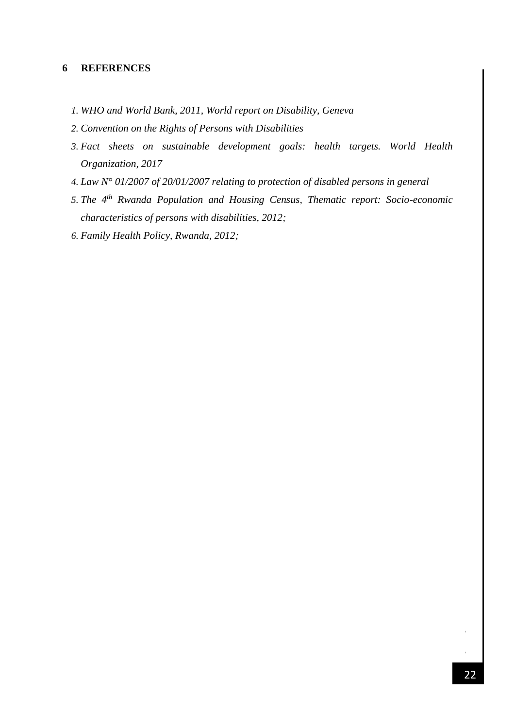# 6 REFERENCES

1. *WHO and World Bank, 2011, World report on Disability, Geneva*
2. *Convention on the Rights of Persons with Disabilities*
3. *Fact sheets on sustainable development goals: health targets. World Health Organization, 2017*
4. *Law N° 01/2007 of 20/01/2007 relating to protection of disabled persons in general*
5. *The 4th Rwanda Population and Housing Census, Thematic report: Socio-economic characteristics of persons with disabilities, 2012;*
6. *Family Health Policy, Rwanda, 2012;*